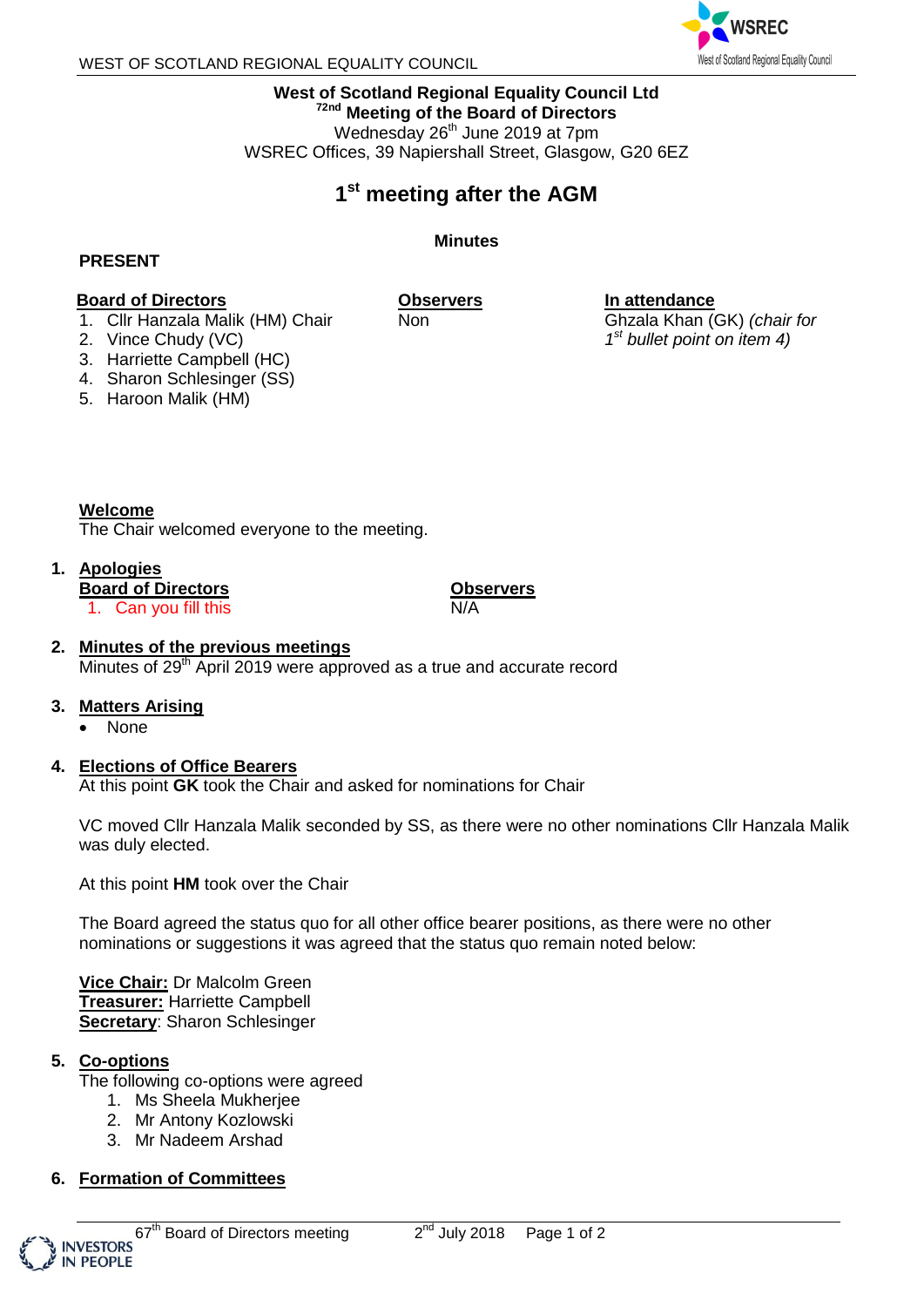# West of Scotland Regional Equality Council Ltd

## 72nd Meeting of the Board of Directors

Wednesday 26th June 2019 at 7pm
WSREC Offices, 39 Napiershall Street, Glasgow, G20 6EZ

## 1st meeting after the AGM

**Minutes**

**PRESENT**

| Board of Directors | Observers | In attendance |
|---|---|---|
| 1. Cllr Hanzala Malik (HM) Chair | Non | Ghzala Khan (GK) *(chair for 1st bullet point on item 4)* |
| 2. Vince Chudy (VC) | | |
| 3. Harriette Campbell (HC) | | |
| 4. Sharon Schlesinger (SS) | | |
| 5. Haroon Malik (HM) | | |

**Welcome**
The Chair welcomed everyone to the meeting.

1. **Apologies**

| Board of Directors | Observers |
|---|---|
| 1. Can you fill this | N/A |

2. **Minutes of the previous meetings**
   Minutes of 29th April 2019 were approved as a true and accurate record

3. **Matters Arising**
   - None

4. **Elections of Office Bearers**
   At this point **GK** took the Chair and asked for nominations for Chair

   VC moved Cllr Hanzala Malik seconded by SS, as there were no other nominations Cllr Hanzala Malik was duly elected.

   At this point **HM** took over the Chair

   The Board agreed the status quo for all other office bearer positions, as there were no other nominations or suggestions it was agreed that the status quo remain noted below:

   **Vice Chair:** Dr Malcolm Green
   **Treasurer:** Harriette Campbell
   **Secretary**: Sharon Schlesinger

5. **Co-options**
   The following co-options were agreed
   1. Ms Sheela Mukherjee
   2. Mr Antony Kozlowski
   3. Mr Nadeem Arshad

6. **Formation of Committees**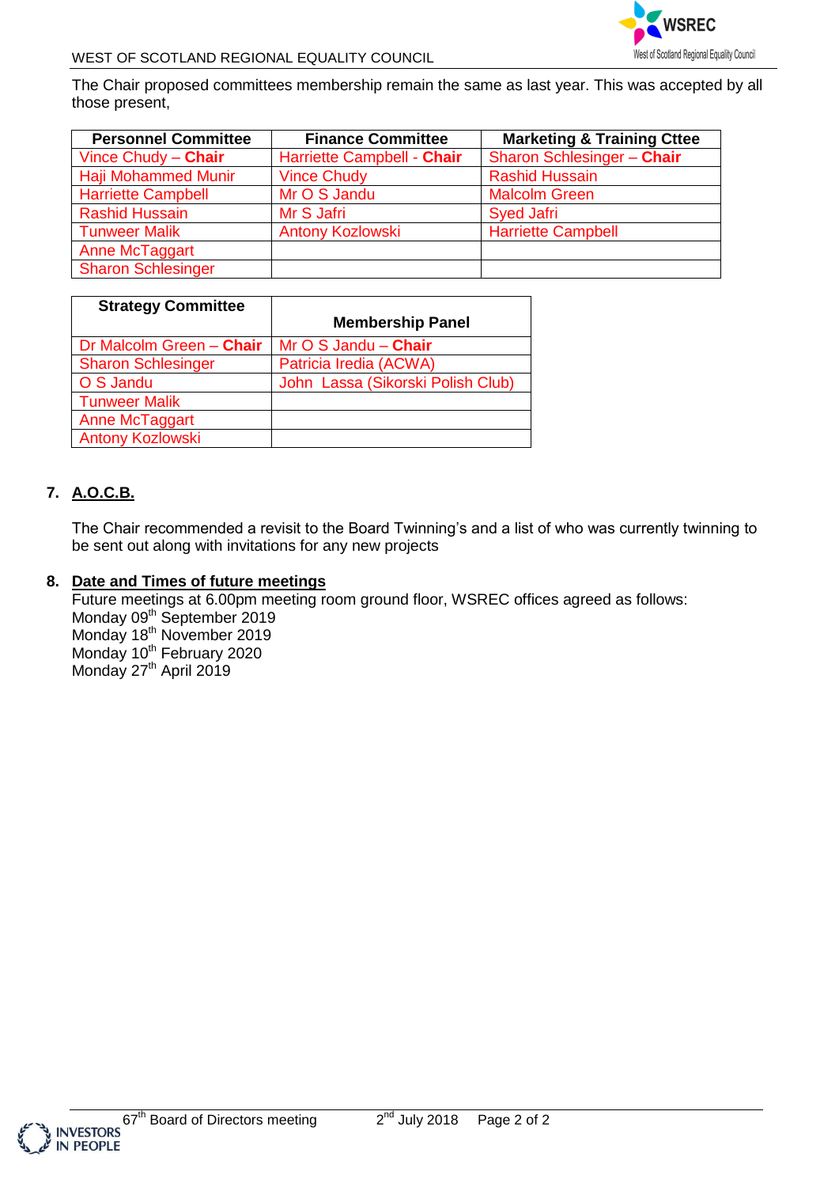The Chair proposed committees membership remain the same as last year. This was accepted by all those present,

| Personnel Committee | Finance Committee | Marketing & Training Cttee |
|---|---|---|
| Vince Chudy – **Chair** | Harriette Campbell - **Chair** | Sharon Schlesinger – **Chair** |
| Haji Mohammed Munir | Vince Chudy | Rashid Hussain |
| Harriette Campbell | Mr O S Jandu | Malcolm Green |
| Rashid Hussain | Mr S Jafri | Syed Jafri |
| Tunweer Malik | Antony Kozlowski | Harriette Campbell |
| Anne McTaggart | | |
| Sharon Schlesinger | | |

| Strategy Committee | Membership Panel |
|---|---|
| Dr Malcolm Green – **Chair** | Mr O S Jandu – **Chair** |
| Sharon Schlesinger | Patricia Iredia (ACWA) |
| O S Jandu | John Lassa (Sikorski Polish Club) |
| Tunweer Malik | |
| Anne McTaggart | |
| Antony Kozlowski | |

## 7. A.O.C.B.

The Chair recommended a revisit to the Board Twinning's and a list of who was currently twinning to be sent out along with invitations for any new projects

## 8. Date and Times of future meetings

Future meetings at 6.00pm meeting room ground floor, WSREC offices agreed as follows:
Monday 09th September 2019
Monday 18th November 2019
Monday 10th February 2020
Monday 27th April 2019